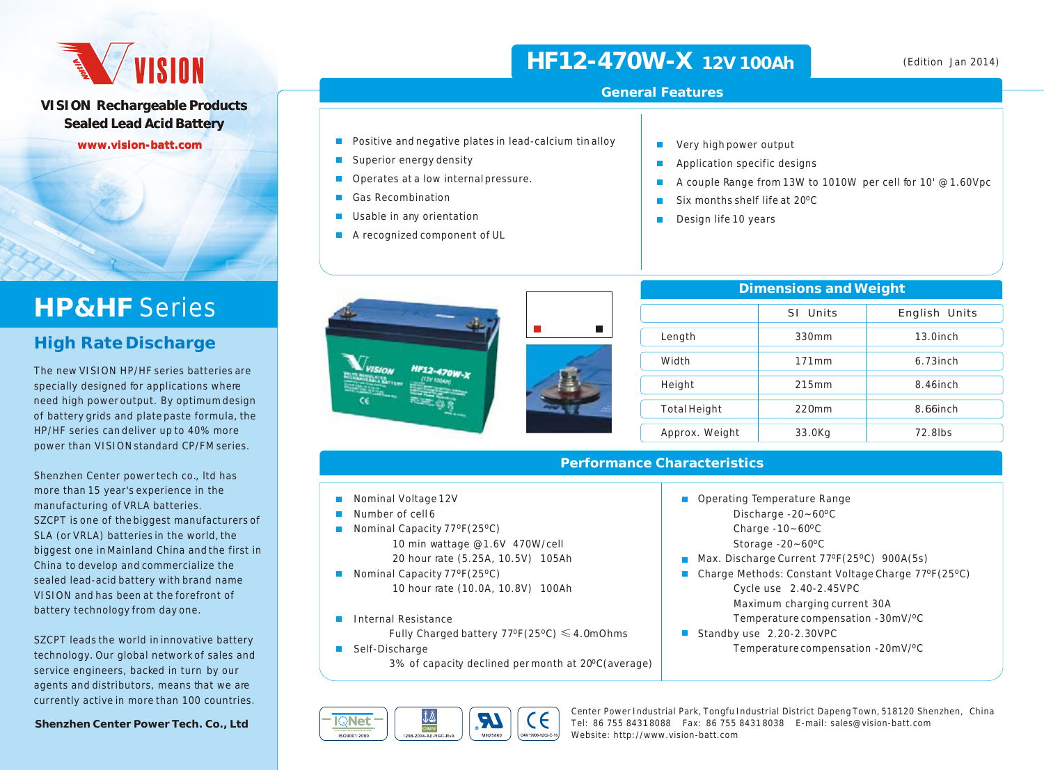# HF12-470W-X 12V 100Ah

(Edition Jan 2014)

VISION

**VISION Rechargeable Products**
**Sealed Lead Acid Battery**

www.vision-batt.com

## HP&HF Series

### High Rate Discharge

The new VISION HP/HF series batteries are specially designed for applications where need high power output. By optimum design of battery grids and plate paste formula, the HP/HF series can deliver up to 40% more power than VISION standard CP/FM series.

Shenzhen Center power tech co., ltd has more than 15 year's experience in the manufacturing of VRLA batteries.
SZCPT is one of the biggest manufacturers of SLA (or VRLA) batteries in the world, the biggest one in Mainland China and the first in China to develop and commercialize the sealed lead-acid battery with brand name VISION and has been at the forefront of battery technology from day one.

SZCPT leads the world in innovative battery technology. Our global network of sales and service engineers, backed in turn by our agents and distributors, means that we are currently active in more than 100 countries.

**Shenzhen Center Power Tech. Co., Ltd**

## General Features

- Positive and negative plates in lead-calcium tin alloy
- Superior energy density
- Operates at a low internal pressure.
- Gas Recombination
- Usable in any orientation
- A recognized component of UL
- Very high power output
- Application specific designs
- A couple Range from 13W to 1010W per cell for 10' @1.60Vpc
- Six months shelf life at 20ºC
- Design life 10 years

## Dimensions and Weight

| | SI Units | English Units |
|---|---|---|
| Length | 330mm | 13.0inch |
| Width | 171mm | 6.73inch |
| Height | 215mm | 8.46inch |
| Total Height | 220mm | 8.66inch |
| Approx. Weight | 33.0Kg | 72.8lbs |

## Performance Characteristics

- Nominal Voltage 12V
- Number of cell 6
- Nominal Capacity 77ºF(25ºC)
  - 10 min wattage @1.6V 470W/cell
  - 20 hour rate (5.25A, 10.5V) 105Ah
- Nominal Capacity 77ºF(25ºC)
  - 10 hour rate (10.0A, 10.8V) 100Ah
- Internal Resistance
  - Fully Charged battery 77ºF(25ºC) ≤4.0mOhms
- Self-Discharge
  - 3% of capacity declined per month at 20ºC(average)
- Operating Temperature Range
  - Discharge -20~60ºC
  - Charge -10~60ºC
  - Storage -20~60ºC
- Max. Discharge Current 77ºF(25ºC) 900A(5s)
- Charge Methods: Constant Voltage Charge 77ºF(25ºC)
  - Cycle use 2.40-2.45VPC
  - Maximum charging current 30A
  - Temperature compensation -30mV/ºC
- Standby use 2.20-2.30VPC
  - Temperature compensation -20mV/ºC

ISO9001:2000 | 1298-2004-AE-RGC-RvA | MH25860 | G4M19906-9202-E-16

Center Power Industrial Park, Tongfu Industrial District Dapeng Town, 518120 Shenzhen, China
Tel: 86 755 84318088 Fax: 86 755 84318038 E-mail: sales@vision-batt.com
Website: http://www.vision-batt.com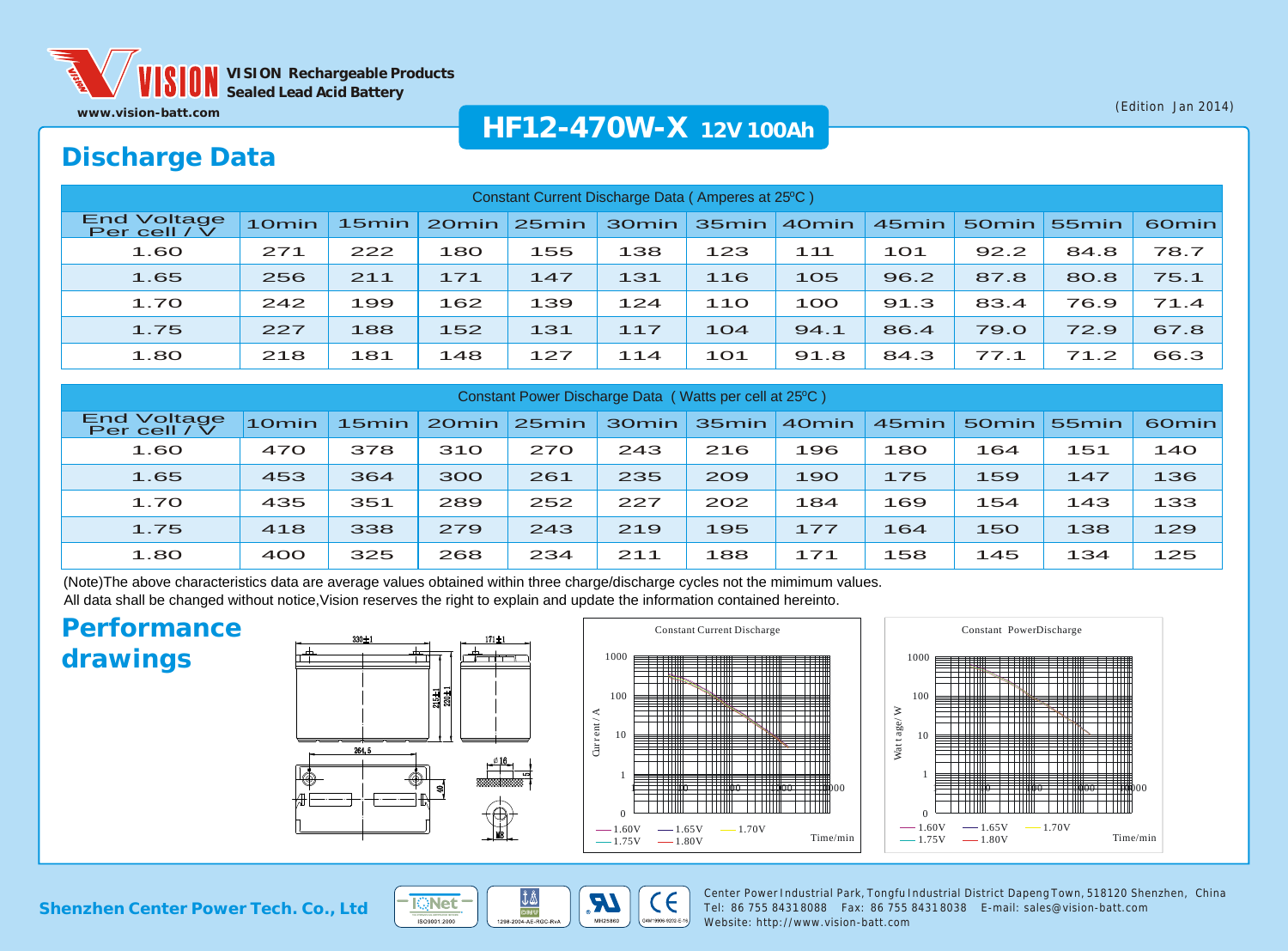VISION Rechargeable Products
Sealed Lead Acid Battery

www.vision-batt.com

(Edition Jan 2014)

# HF12-470W-X 12V 100Ah

## Discharge Data

| Constant Current Discharge Data ( Amperes at 25ºC ) | | | | | | | | | | | |
|---|---|---|---|---|---|---|---|---|---|---|---|
| End Voltage Per cell / V | 10min | 15min | 20min | 25min | 30min | 35min | 40min | 45min | 50min | 55min | 60min |
| 1.60 | 271 | 222 | 180 | 155 | 138 | 123 | 111 | 101 | 92.2 | 84.8 | 78.7 |
| 1.65 | 256 | 211 | 171 | 147 | 131 | 116 | 105 | 96.2 | 87.8 | 80.8 | 75.1 |
| 1.70 | 242 | 199 | 162 | 139 | 124 | 110 | 100 | 91.3 | 83.4 | 76.9 | 71.4 |
| 1.75 | 227 | 188 | 152 | 131 | 117 | 104 | 94.1 | 86.4 | 79.0 | 72.9 | 67.8 |
| 1.80 | 218 | 181 | 148 | 127 | 114 | 101 | 91.8 | 84.3 | 77.1 | 71.2 | 66.3 |

| Constant Power Discharge Data ( Watts per cell at 25ºC ) | | | | | | | | | | | |
|---|---|---|---|---|---|---|---|---|---|---|---|
| End Voltage Per cell / V | 10min | 15min | 20min | 25min | 30min | 35min | 40min | 45min | 50min | 55min | 60min |
| 1.60 | 470 | 378 | 310 | 270 | 243 | 216 | 196 | 180 | 164 | 151 | 140 |
| 1.65 | 453 | 364 | 300 | 261 | 235 | 209 | 190 | 175 | 159 | 147 | 136 |
| 1.70 | 435 | 351 | 289 | 252 | 227 | 202 | 184 | 169 | 154 | 143 | 133 |
| 1.75 | 418 | 338 | 279 | 243 | 219 | 195 | 177 | 164 | 150 | 138 | 129 |
| 1.80 | 400 | 325 | 268 | 234 | 211 | 188 | 171 | 158 | 145 | 134 | 125 |

(Note)The above characteristics data are average values obtained within three charge/discharge cycles not the mimimum values.
All data shall be changed without notice,Vision reserves the right to explain and update the information contained hereinto.

## Performance drawings

330±1
171±1
215±1
220±1
264.5
φ16
5
40
M8

Constant Current Discharge
1000
100
10
1
0
Current / A
10
100
1000
10000
— 1.60V — 1.65V — 1.70V
— 1.75V — 1.80V
Time/min

Constant PowerDischarge
1000
100
10
1
0
Wattage/ W
10
100
1000
10000
— 1.60V — 1.65V — 1.70V
— 1.75V — 1.80V
Time/min

**Shenzhen Center Power Tech. Co., Ltd**

ISO9001:2000
1298-2004-AE-RGC-RvA
MH25860
G4M19906-9202-E-16

Center Power Industrial Park, Tongfu Industrial District Dapeng Town, 518120 Shenzhen, China
Tel: 86 755 84318088 Fax: 86 755 84318038 E-mail: sales@vision-batt.com
Website: http://www.vision-batt.com